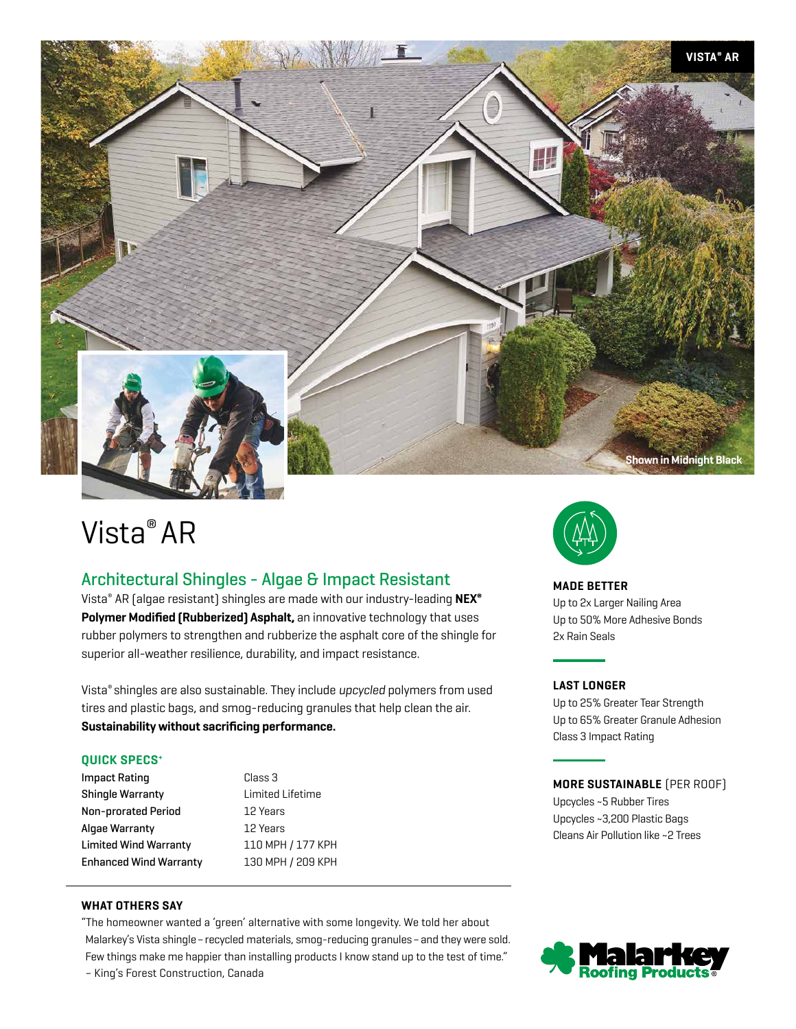VISTA® AR

Shown in Midnight Black

# Vista® AR

## Architectural Shingles - Algae & Impact Resistant

Vista® AR (algae resistant) shingles are made with our industry-leading **NEX® Polymer Modified (Rubberized) Asphalt,** an innovative technology that uses rubber polymers to strengthen and rubberize the asphalt core of the shingle for superior all-weather resilience, durability, and impact resistance.

Vista® shingles are also sustainable. They include *upcycled* polymers from used tires and plastic bags, and smog-reducing granules that help clean the air. **Sustainability without sacrificing performance.**

### QUICK SPECS+

| | |
|---|---|
| Impact Rating | Class 3 |
| Shingle Warranty | Limited Lifetime |
| Non-prorated Period | 12 Years |
| Algae Warranty | 12 Years |
| Limited Wind Warranty | 110 MPH / 177 KPH |
| Enhanced Wind Warranty | 130 MPH / 209 KPH |

### WHAT OTHERS SAY

"The homeowner wanted a 'green' alternative with some longevity. We told her about Malarkey's Vista shingle – recycled materials, smog-reducing granules – and they were sold. Few things make me happier than installing products I know stand up to the test of time."
– King's Forest Construction, Canada

### MADE BETTER

Up to 2x Larger Nailing Area
Up to 50% More Adhesive Bonds
2x Rain Seals

### LAST LONGER

Up to 25% Greater Tear Strength
Up to 65% Greater Granule Adhesion
Class 3 Impact Rating

### MORE SUSTAINABLE (PER ROOF)

Upcycles ~5 Rubber Tires
Upcycles ~3,200 Plastic Bags
Cleans Air Pollution like ~2 Trees

Malarkey Roofing Products®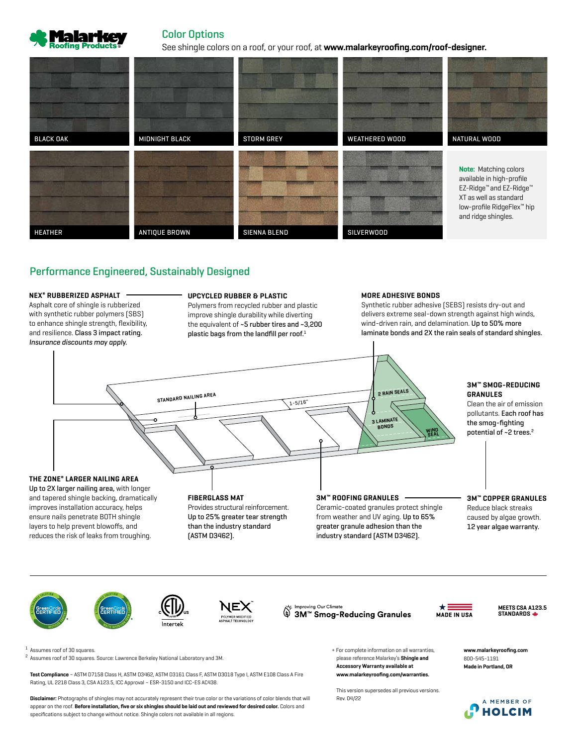## Color Options

See shingle colors on a roof, or your roof, at **www.malarkeyroofing.com/roof-designer.**

BLACK OAK

MIDNIGHT BLACK

STORM GREY

WEATHERED WOOD

NATURAL WOOD

HEATHER

ANTIQUE BROWN

SIENNA BLEND

SILVERWOOD

**Note:** Matching colors available in high-profile EZ-Ridge™ and EZ-Ridge™ XT as well as standard low-profile RidgeFlex™ hip and ridge shingles.

## Performance Engineered, Sustainably Designed

**NEX® RUBBERIZED ASPHALT**
Asphalt core of shingle is rubberized with synthetic rubber polymers (SBS) to enhance shingle strength, flexibility, and resilience. Class 3 impact rating. *Insurance discounts may apply.*

**UPCYCLED RUBBER & PLASTIC**
Polymers from recycled rubber and plastic improve shingle durability while diverting the equivalent of ~5 rubber tires and ~3,200 plastic bags from the landfill per roof.[1]

**MORE ADHESIVE BONDS**
Synthetic rubber adhesive (SEBS) resists dry-out and delivers extreme seal-down strength against high winds, wind-driven rain, and delamination. Up to 50% more laminate bonds and 2X the rain seals of standard shingles.

STANDARD NAILING AREA

1-5/16"

2 RAIN SEALS

3 LAMINATE BONDS

WIND SEAL

**3M™ SMOG-REDUCING GRANULES**
Clean the air of emission pollutants. Each roof has the smog-fighting potential of ~2 trees.[2]

**THE ZONE® LARGER NAILING AREA**
Up to 2X larger nailing area, with longer and tapered shingle backing, dramatically improves installation accuracy, helps ensure nails penetrate BOTH shingle layers to help prevent blowoffs, and reduces the risk of leaks from troughing.

**FIBERGLASS MAT**
Provides structural reinforcement. Up to 25% greater tear strength than the industry standard (ASTM D3462).

**3M™ ROOFING GRANULES**
Ceramic-coated granules protect shingle from weather and UV aging. Up to 65% greater granule adhesion than the industry standard (ASTM D3462).

**3M™ COPPER GRANULES**
Reduce black streaks caused by algae growth. 12 year algae warranty.

Improving Our Climate **3M™ Smog-Reducing Granules**

MADE IN USA

MEETS CSA A123.5 STANDARDS

[1] Assumes roof of 30 squares.
[2] Assumes roof of 30 squares. Source: Lawrence Berkeley National Laboratory and 3M.

**Test Compliance** – ASTM D7158 Class H, ASTM D3462, ASTM D3161 Class F, ASTM D3018 Type I, ASTM E108 Class A Fire Rating, UL 2218 Class 3, CSA A123.5, ICC Approval – ESR-3150 and ICC-ES AC438.

**Disclaimer:** Photographs of shingles may not accurately represent their true color or the variations of color blends that will appear on the roof. **Before installation, five or six shingles should be laid out and reviewed for desired color.** Colors and specifications subject to change without notice. Shingle colors not available in all regions.

+ For complete information on all warranties, please reference Malarkey's **Shingle and Accessory Warranty available at www.malarkeyroofing.com/warranties.**

This version supersedes all previous versions. Rev. 04/22

**www.malarkeyroofing.com**
800-545-1191
**Made in Portland, OR**

A MEMBER OF HOLCIM